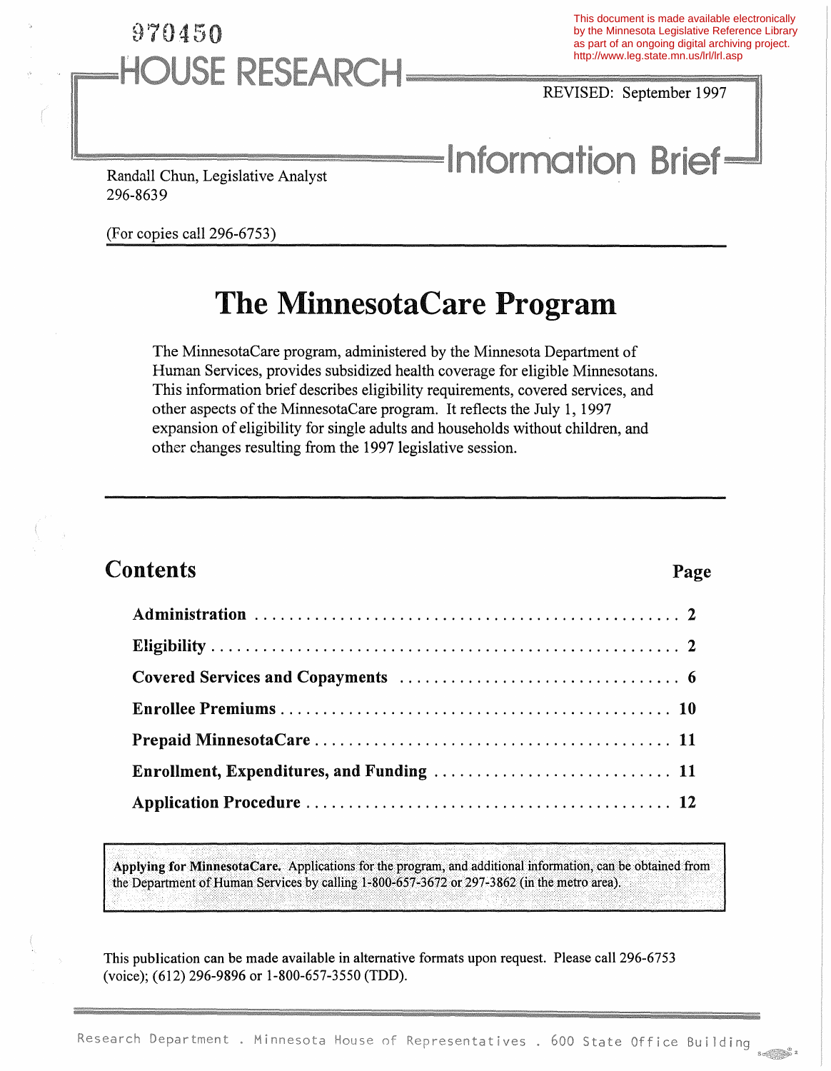970450

# HOUSE RESEARCH

This document is made available electronically by the Minnesota Legislative Reference Library as part of an ongoing digital archiving project. http://www.leg.state.mn.us/lrl/lrl.asp

REVISED: September 1997

## Information Brief

Randall Chun, Legislative Analyst
296-8639

(For copies call 296-6753)

# The MinnesotaCare Program

The MinnesotaCare program, administered by the Minnesota Department of Human Services, provides subsidized health coverage for eligible Minnesotans. This information brief describes eligibility requirements, covered services, and other aspects of the MinnesotaCare program. It reflects the July 1, 1997 expansion of eligibility for single adults and households without children, and other changes resulting from the 1997 legislative session.

## Contents

| | Page |
|---|---|
| **Administration** | **2** |
| **Eligibility** | **2** |
| **Covered Services and Copayments** | **6** |
| **Enrollee Premiums** | **10** |
| **Prepaid MinnesotaCare** | **11** |
| **Enrollment, Expenditures, and Funding** | **11** |
| **Application Procedure** | **12** |

**Applying for MinnesotaCare.** Applications for the program, and additional information, can be obtained from the Department of Human Services by calling 1-800-657-3672 or 297-3862 (in the metro area).

This publication can be made available in alternative formats upon request. Please call 296-6753 (voice); (612) 296-9896 or 1-800-657-3550 (TDD).

Research Department . Minnesota House of Representatives . 600 State Office Building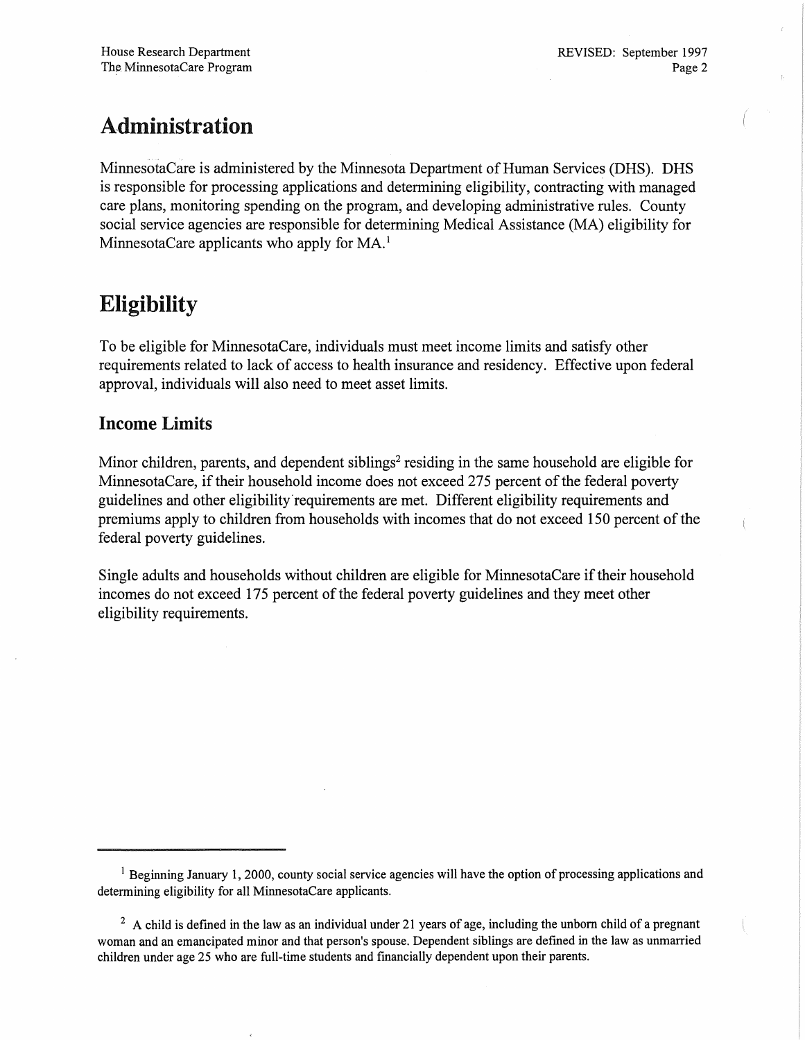# Administration

MinnesotaCare is administered by the Minnesota Department of Human Services (DHS). DHS is responsible for processing applications and determining eligibility, contracting with managed care plans, monitoring spending on the program, and developing administrative rules. County social service agencies are responsible for determining Medical Assistance (MA) eligibility for MinnesotaCare applicants who apply for MA.[1]

# Eligibility

To be eligible for MinnesotaCare, individuals must meet income limits and satisfy other requirements related to lack of access to health insurance and residency. Effective upon federal approval, individuals will also need to meet asset limits.

## Income Limits

Minor children, parents, and dependent siblings[2] residing in the same household are eligible for MinnesotaCare, if their household income does not exceed 275 percent of the federal poverty guidelines and other eligibility requirements are met. Different eligibility requirements and premiums apply to children from households with incomes that do not exceed 150 percent of the federal poverty guidelines.

Single adults and households without children are eligible for MinnesotaCare if their household incomes do not exceed 175 percent of the federal poverty guidelines and they meet other eligibility requirements.

---

[1] Beginning January 1, 2000, county social service agencies will have the option of processing applications and determining eligibility for all MinnesotaCare applicants.

[2] A child is defined in the law as an individual under 21 years of age, including the unborn child of a pregnant woman and an emancipated minor and that person's spouse. Dependent siblings are defined in the law as unmarried children under age 25 who are full-time students and financially dependent upon their parents.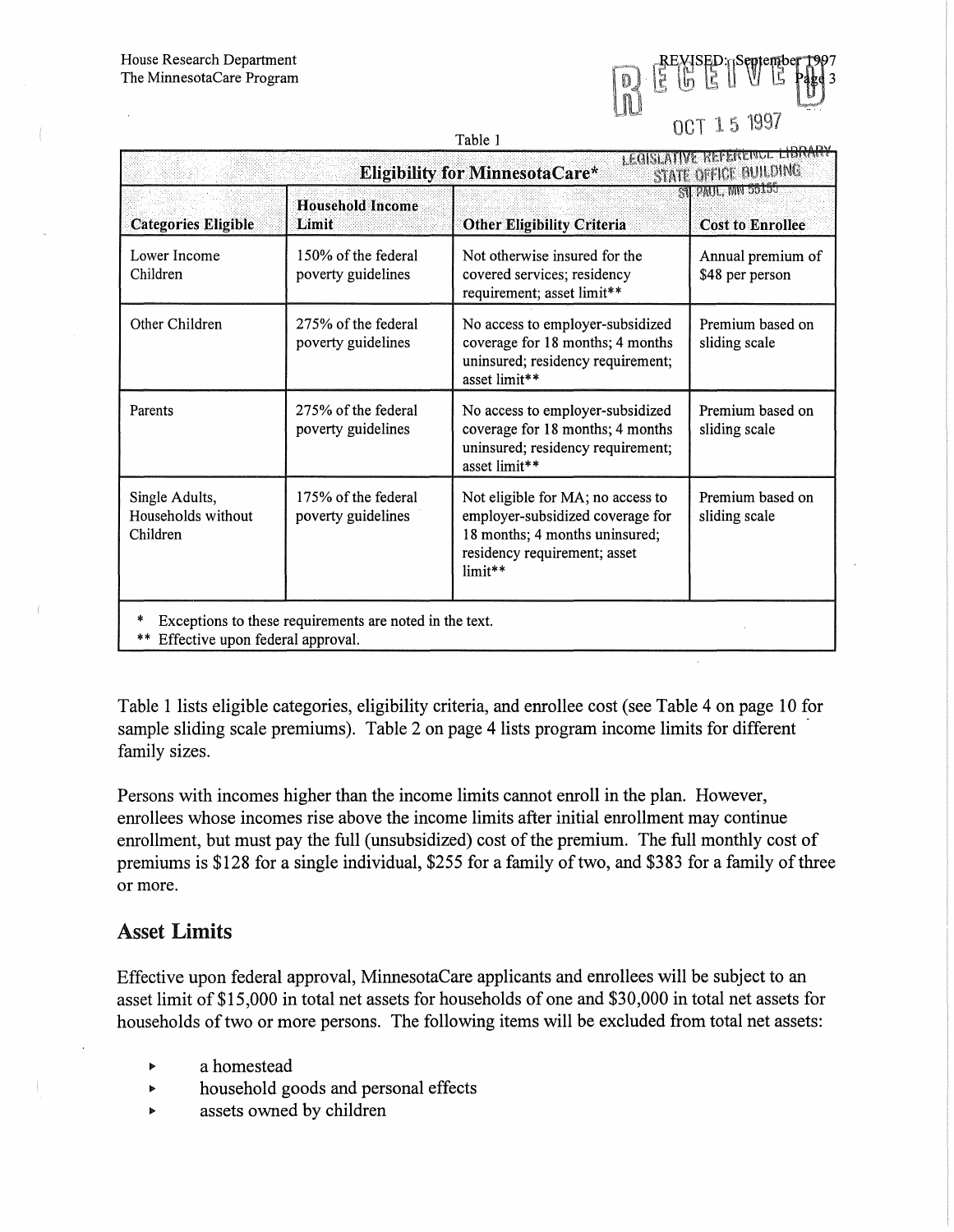Table 1

| Eligibility for MinnesotaCare* | | | |
|---|---|---|---|
| **Categories Eligible** | **Household Income Limit** | **Other Eligibility Criteria** | **Cost to Enrollee** |
| Lower Income Children | 150% of the federal poverty guidelines | Not otherwise insured for the covered services; residency requirement; asset limit** | Annual premium of $48 per person |
| Other Children | 275% of the federal poverty guidelines | No access to employer-subsidized coverage for 18 months; 4 months uninsured; residency requirement; asset limit** | Premium based on sliding scale |
| Parents | 275% of the federal poverty guidelines | No access to employer-subsidized coverage for 18 months; 4 months uninsured; residency requirement; asset limit** | Premium based on sliding scale |
| Single Adults, Households without Children | 175% of the federal poverty guidelines | Not eligible for MA; no access to employer-subsidized coverage for 18 months; 4 months uninsured; residency requirement; asset limit** | Premium based on sliding scale |

\* Exceptions to these requirements are noted in the text.
** Effective upon federal approval.

Table 1 lists eligible categories, eligibility criteria, and enrollee cost (see Table 4 on page 10 for sample sliding scale premiums). Table 2 on page 4 lists program income limits for different family sizes.

Persons with incomes higher than the income limits cannot enroll in the plan. However, enrollees whose incomes rise above the income limits after initial enrollment may continue enrollment, but must pay the full (unsubsidized) cost of the premium. The full monthly cost of premiums is $128 for a single individual, $255 for a family of two, and $383 for a family of three or more.

## Asset Limits

Effective upon federal approval, MinnesotaCare applicants and enrollees will be subject to an asset limit of $15,000 in total net assets for households of one and $30,000 in total net assets for households of two or more persons. The following items will be excluded from total net assets:

- a homestead
- household goods and personal effects
- assets owned by children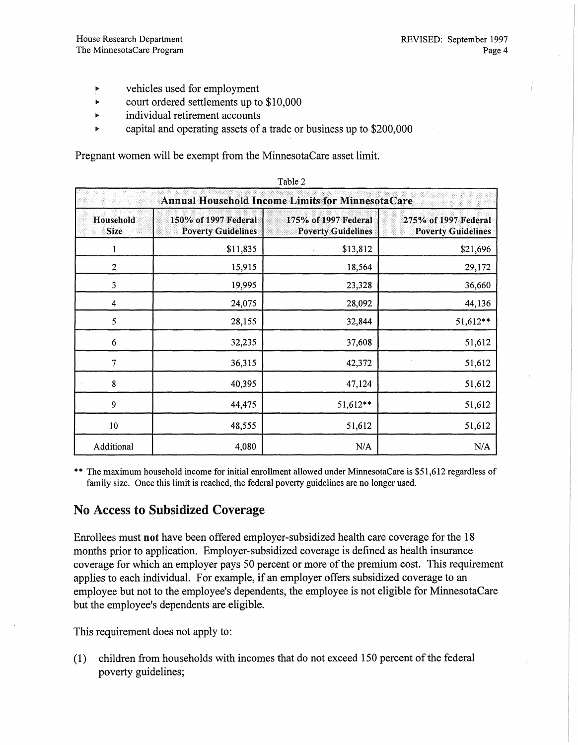- vehicles used for employment
- court ordered settlements up to $10,000
- individual retirement accounts
- capital and operating assets of a trade or business up to $200,000

Pregnant women will be exempt from the MinnesotaCare asset limit.

Table 2

| Annual Household Income Limits for MinnesotaCare | | | |
|---|---|---|---|
| Household Size | 150% of 1997 Federal Poverty Guidelines | 175% of 1997 Federal Poverty Guidelines | 275% of 1997 Federal Poverty Guidelines |
| 1 | $11,835 | $13,812 | $21,696 |
| 2 | 15,915 | 18,564 | 29,172 |
| 3 | 19,995 | 23,328 | 36,660 |
| 4 | 24,075 | 28,092 | 44,136 |
| 5 | 28,155 | 32,844 | 51,612** |
| 6 | 32,235 | 37,608 | 51,612 |
| 7 | 36,315 | 42,372 | 51,612 |
| 8 | 40,395 | 47,124 | 51,612 |
| 9 | 44,475 | 51,612** | 51,612 |
| 10 | 48,555 | 51,612 | 51,612 |
| Additional | 4,080 | N/A | N/A |

** The maximum household income for initial enrollment allowed under MinnesotaCare is $51,612 regardless of family size. Once this limit is reached, the federal poverty guidelines are no longer used.

## No Access to Subsidized Coverage

Enrollees must **not** have been offered employer-subsidized health care coverage for the 18 months prior to application. Employer-subsidized coverage is defined as health insurance coverage for which an employer pays 50 percent or more of the premium cost. This requirement applies to each individual. For example, if an employer offers subsidized coverage to an employee but not to the employee's dependents, the employee is not eligible for MinnesotaCare but the employee's dependents are eligible.

This requirement does not apply to:

(1) children from households with incomes that do not exceed 150 percent of the federal poverty guidelines;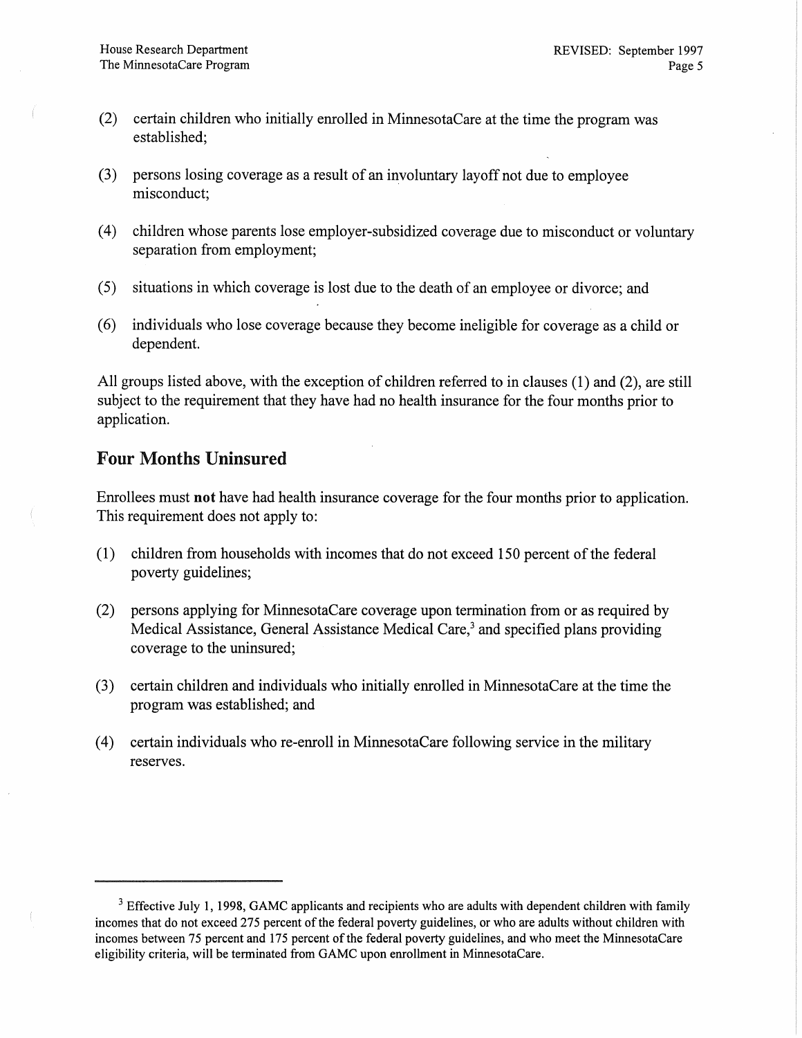(2) certain children who initially enrolled in MinnesotaCare at the time the program was established;

(3) persons losing coverage as a result of an involuntary layoff not due to employee misconduct;

(4) children whose parents lose employer-subsidized coverage due to misconduct or voluntary separation from employment;

(5) situations in which coverage is lost due to the death of an employee or divorce; and

(6) individuals who lose coverage because they become ineligible for coverage as a child or dependent.

All groups listed above, with the exception of children referred to in clauses (1) and (2), are still subject to the requirement that they have had no health insurance for the four months prior to application.

## Four Months Uninsured

Enrollees must **not** have had health insurance coverage for the four months prior to application. This requirement does not apply to:

(1) children from households with incomes that do not exceed 150 percent of the federal poverty guidelines;

(2) persons applying for MinnesotaCare coverage upon termination from or as required by Medical Assistance, General Assistance Medical Care,[3] and specified plans providing coverage to the uninsured;

(3) certain children and individuals who initially enrolled in MinnesotaCare at the time the program was established; and

(4) certain individuals who re-enroll in MinnesotaCare following service in the military reserves.

---

[3] Effective July 1, 1998, GAMC applicants and recipients who are adults with dependent children with family incomes that do not exceed 275 percent of the federal poverty guidelines, or who are adults without children with incomes between 75 percent and 175 percent of the federal poverty guidelines, and who meet the MinnesotaCare eligibility criteria, will be terminated from GAMC upon enrollment in MinnesotaCare.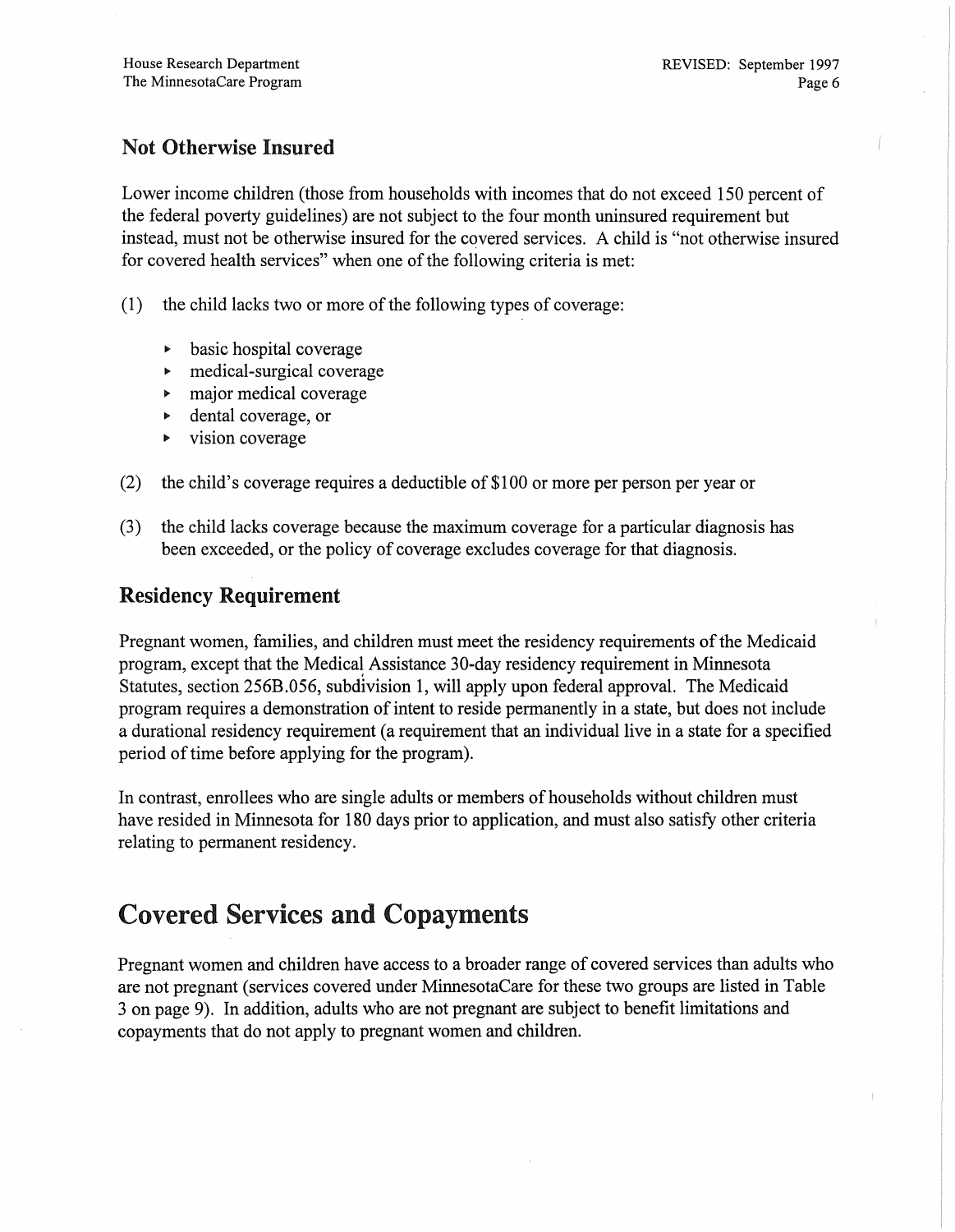## Not Otherwise Insured

Lower income children (those from households with incomes that do not exceed 150 percent of the federal poverty guidelines) are not subject to the four month uninsured requirement but instead, must not be otherwise insured for the covered services. A child is "not otherwise insured for covered health services" when one of the following criteria is met:

(1) the child lacks two or more of the following types of coverage:

- basic hospital coverage
- medical-surgical coverage
- major medical coverage
- dental coverage, or
- vision coverage

(2) the child's coverage requires a deductible of $100 or more per person per year or

(3) the child lacks coverage because the maximum coverage for a particular diagnosis has been exceeded, or the policy of coverage excludes coverage for that diagnosis.

## Residency Requirement

Pregnant women, families, and children must meet the residency requirements of the Medicaid program, except that the Medical Assistance 30-day residency requirement in Minnesota Statutes, section 256B.056, subdivision 1, will apply upon federal approval. The Medicaid program requires a demonstration of intent to reside permanently in a state, but does not include a durational residency requirement (a requirement that an individual live in a state for a specified period of time before applying for the program).

In contrast, enrollees who are single adults or members of households without children must have resided in Minnesota for 180 days prior to application, and must also satisfy other criteria relating to permanent residency.

# Covered Services and Copayments

Pregnant women and children have access to a broader range of covered services than adults who are not pregnant (services covered under MinnesotaCare for these two groups are listed in Table 3 on page 9). In addition, adults who are not pregnant are subject to benefit limitations and copayments that do not apply to pregnant women and children.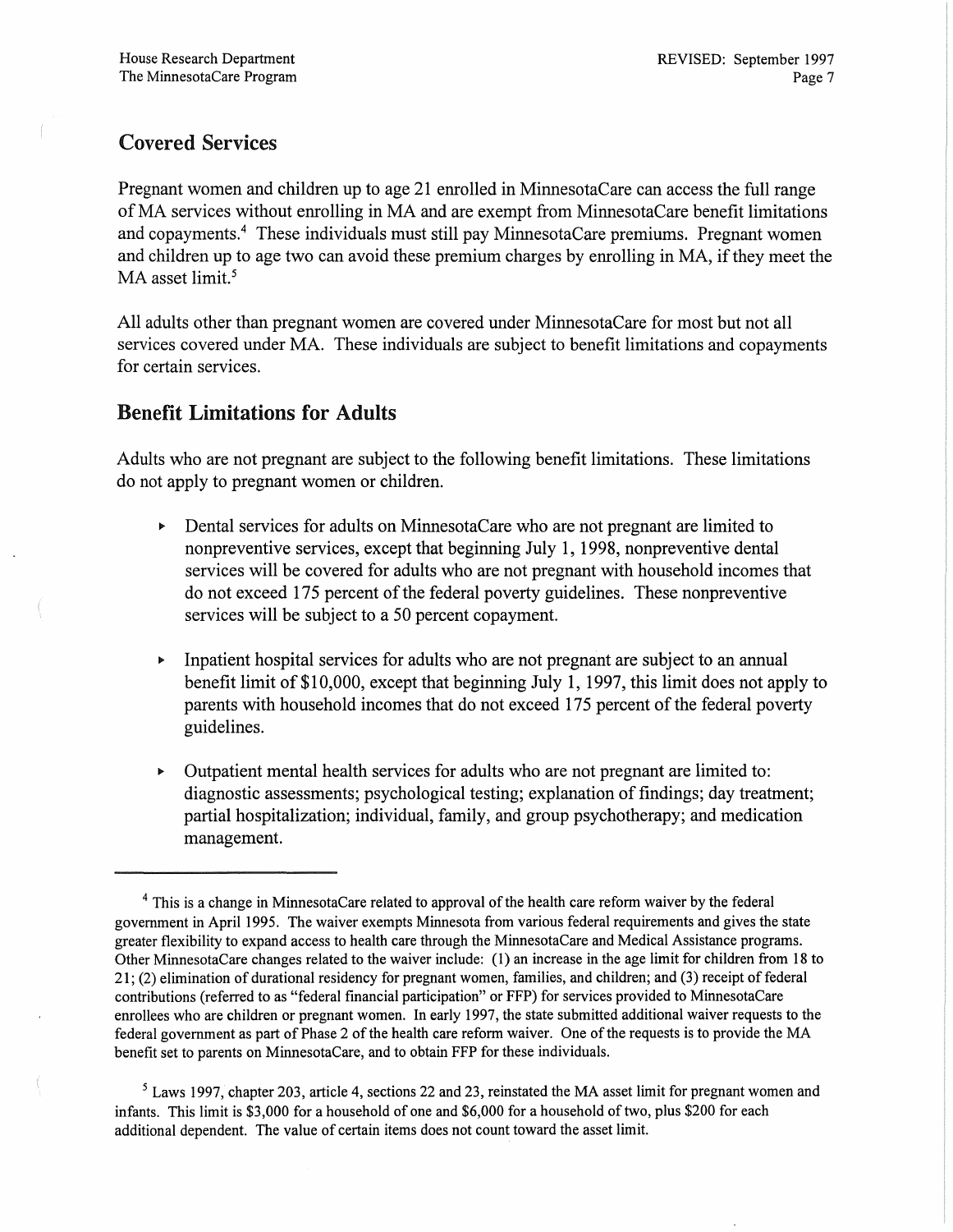## Covered Services

Pregnant women and children up to age 21 enrolled in MinnesotaCare can access the full range of MA services without enrolling in MA and are exempt from MinnesotaCare benefit limitations and copayments.[4] These individuals must still pay MinnesotaCare premiums. Pregnant women and children up to age two can avoid these premium charges by enrolling in MA, if they meet the MA asset limit.[5]

All adults other than pregnant women are covered under MinnesotaCare for most but not all services covered under MA. These individuals are subject to benefit limitations and copayments for certain services.

## Benefit Limitations for Adults

Adults who are not pregnant are subject to the following benefit limitations. These limitations do not apply to pregnant women or children.

- Dental services for adults on MinnesotaCare who are not pregnant are limited to nonpreventive services, except that beginning July 1, 1998, nonpreventive dental services will be covered for adults who are not pregnant with household incomes that do not exceed 175 percent of the federal poverty guidelines. These nonpreventive services will be subject to a 50 percent copayment.

- Inpatient hospital services for adults who are not pregnant are subject to an annual benefit limit of $10,000, except that beginning July 1, 1997, this limit does not apply to parents with household incomes that do not exceed 175 percent of the federal poverty guidelines.

- Outpatient mental health services for adults who are not pregnant are limited to: diagnostic assessments; psychological testing; explanation of findings; day treatment; partial hospitalization; individual, family, and group psychotherapy; and medication management.

---

[4] This is a change in MinnesotaCare related to approval of the health care reform waiver by the federal government in April 1995. The waiver exempts Minnesota from various federal requirements and gives the state greater flexibility to expand access to health care through the MinnesotaCare and Medical Assistance programs. Other MinnesotaCare changes related to the waiver include: (1) an increase in the age limit for children from 18 to 21; (2) elimination of durational residency for pregnant women, families, and children; and (3) receipt of federal contributions (referred to as "federal financial participation" or FFP) for services provided to MinnesotaCare enrollees who are children or pregnant women. In early 1997, the state submitted additional waiver requests to the federal government as part of Phase 2 of the health care reform waiver. One of the requests is to provide the MA benefit set to parents on MinnesotaCare, and to obtain FFP for these individuals.

[5] Laws 1997, chapter 203, article 4, sections 22 and 23, reinstated the MA asset limit for pregnant women and infants. This limit is $3,000 for a household of one and $6,000 for a household of two, plus $200 for each additional dependent. The value of certain items does not count toward the asset limit.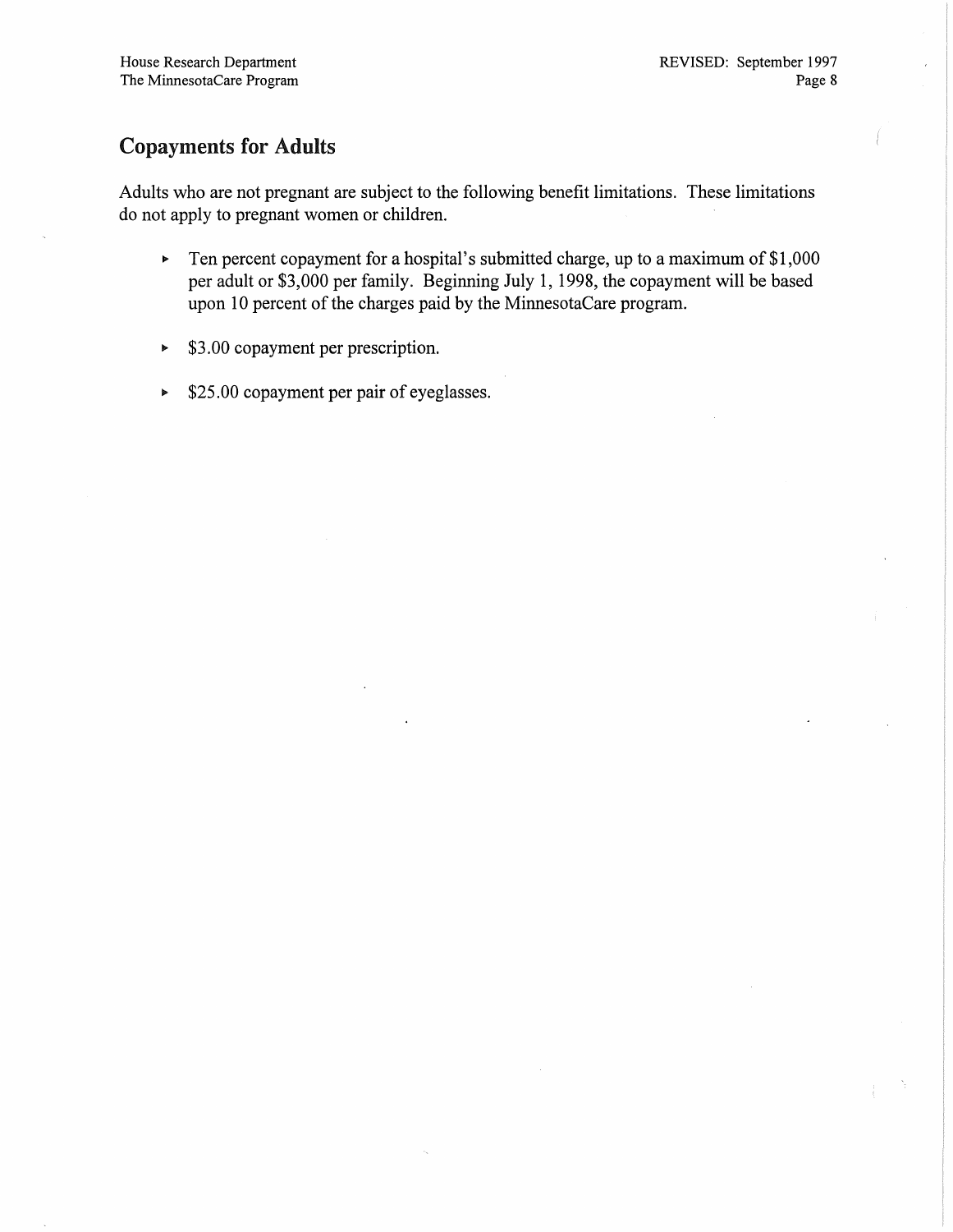## Copayments for Adults

Adults who are not pregnant are subject to the following benefit limitations. These limitations do not apply to pregnant women or children.

- Ten percent copayment for a hospital's submitted charge, up to a maximum of $1,000 per adult or $3,000 per family. Beginning July 1, 1998, the copayment will be based upon 10 percent of the charges paid by the MinnesotaCare program.
- $3.00 copayment per prescription.
- $25.00 copayment per pair of eyeglasses.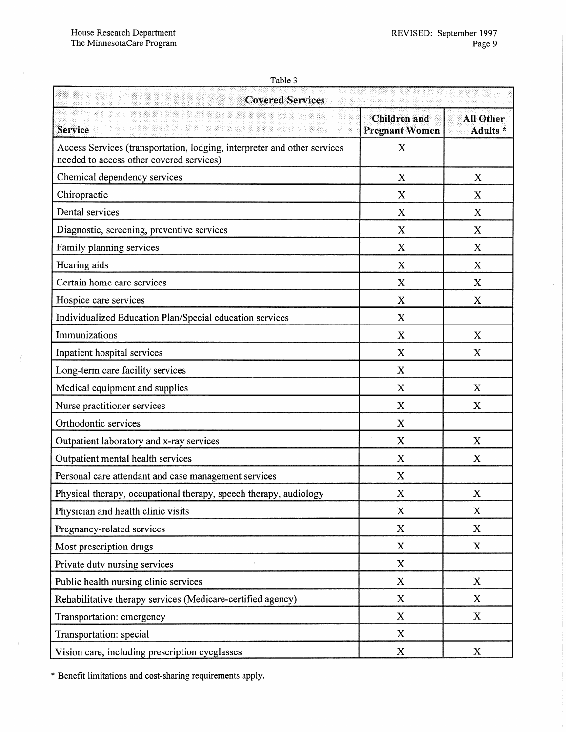Table 3

| Covered Services | | |
|---|---|---|
| **Service** | **Children and Pregnant Women** | **All Other Adults *** |
| Access Services (transportation, lodging, interpreter and other services needed to access other covered services) | X | |
| Chemical dependency services | X | X |
| Chiropractic | X | X |
| Dental services | X | X |
| Diagnostic, screening, preventive services | X | X |
| Family planning services | X | X |
| Hearing aids | X | X |
| Certain home care services | X | X |
| Hospice care services | X | X |
| Individualized Education Plan/Special education services | X | |
| Immunizations | X | X |
| Inpatient hospital services | X | X |
| Long-term care facility services | X | |
| Medical equipment and supplies | X | X |
| Nurse practitioner services | X | X |
| Orthodontic services | X | |
| Outpatient laboratory and x-ray services | X | X |
| Outpatient mental health services | X | X |
| Personal care attendant and case management services | X | |
| Physical therapy, occupational therapy, speech therapy, audiology | X | X |
| Physician and health clinic visits | X | X |
| Pregnancy-related services | X | X |
| Most prescription drugs | X | X |
| Private duty nursing services | X | |
| Public health nursing clinic services | X | X |
| Rehabilitative therapy services (Medicare-certified agency) | X | X |
| Transportation: emergency | X | X |
| Transportation: special | X | |
| Vision care, including prescription eyeglasses | X | X |

* Benefit limitations and cost-sharing requirements apply.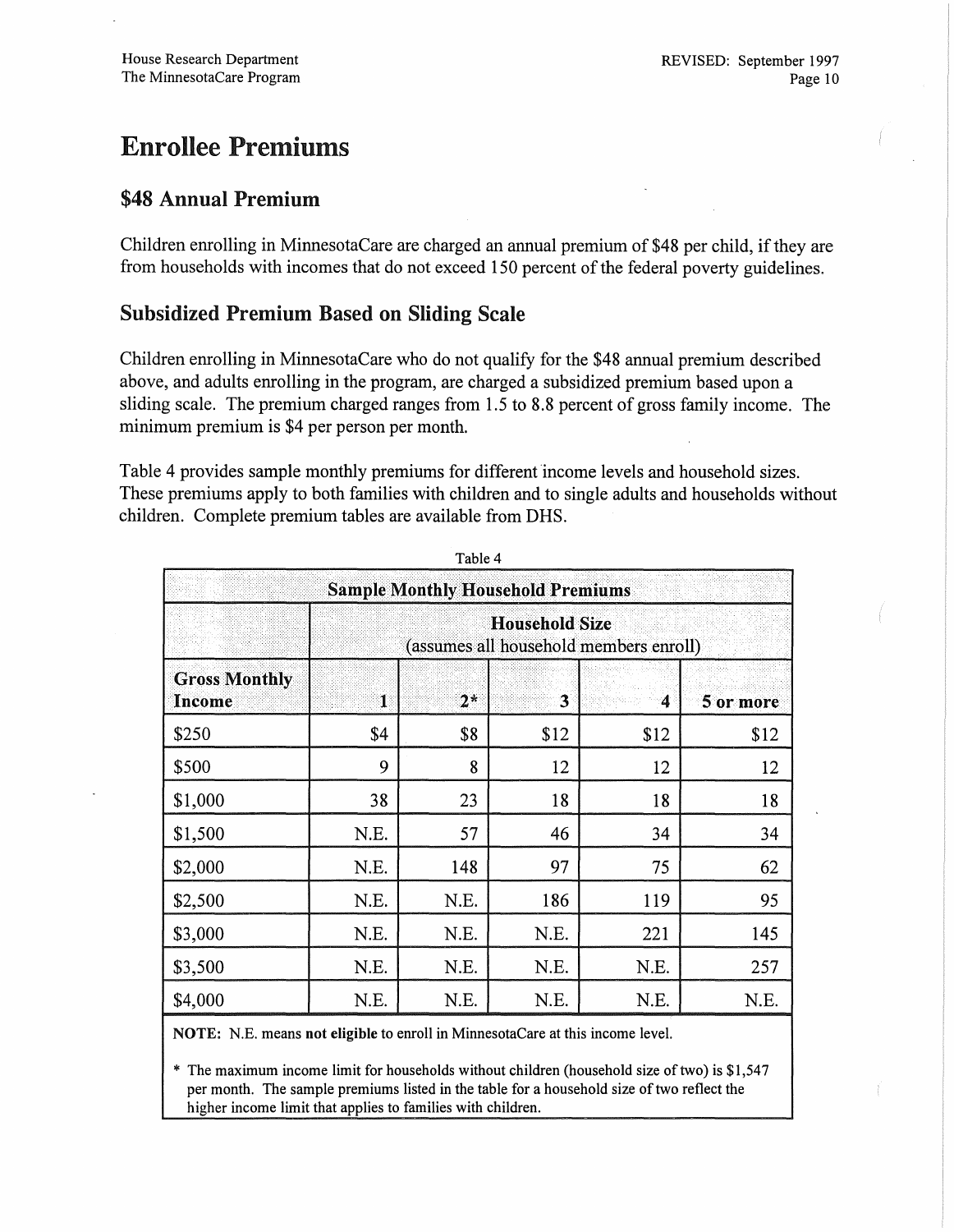# Enrollee Premiums

## $48 Annual Premium

Children enrolling in MinnesotaCare are charged an annual premium of $48 per child, if they are from households with incomes that do not exceed 150 percent of the federal poverty guidelines.

## Subsidized Premium Based on Sliding Scale

Children enrolling in MinnesotaCare who do not qualify for the $48 annual premium described above, and adults enrolling in the program, are charged a subsidized premium based upon a sliding scale. The premium charged ranges from 1.5 to 8.8 percent of gross family income. The minimum premium is $4 per person per month.

Table 4 provides sample monthly premiums for different income levels and household sizes. These premiums apply to both families with children and to single adults and households without children. Complete premium tables are available from DHS.

Table 4

| Sample Monthly Household Premiums | | | | | |
|---|---|---|---|---|---|
| | Household Size (assumes all household members enroll) | | | | |
| **Gross Monthly Income** | **1** | **2*** | **3** | **4** | **5 or more** |
| $250 | $4 | $8 | $12 | $12 | $12 |
| $500 | 9 | 8 | 12 | 12 | 12 |
| $1,000 | 38 | 23 | 18 | 18 | 18 |
| $1,500 | N.E. | 57 | 46 | 34 | 34 |
| $2,000 | N.E. | 148 | 97 | 75 | 62 |
| $2,500 | N.E. | N.E. | 186 | 119 | 95 |
| $3,000 | N.E. | N.E. | N.E. | 221 | 145 |
| $3,500 | N.E. | N.E. | N.E. | N.E. | 257 |
| $4,000 | N.E. | N.E. | N.E. | N.E. | N.E. |

**NOTE:** N.E. means **not eligible** to enroll in MinnesotaCare at this income level.

* The maximum income limit for households without children (household size of two) is $1,547 per month. The sample premiums listed in the table for a household size of two reflect the higher income limit that applies to families with children.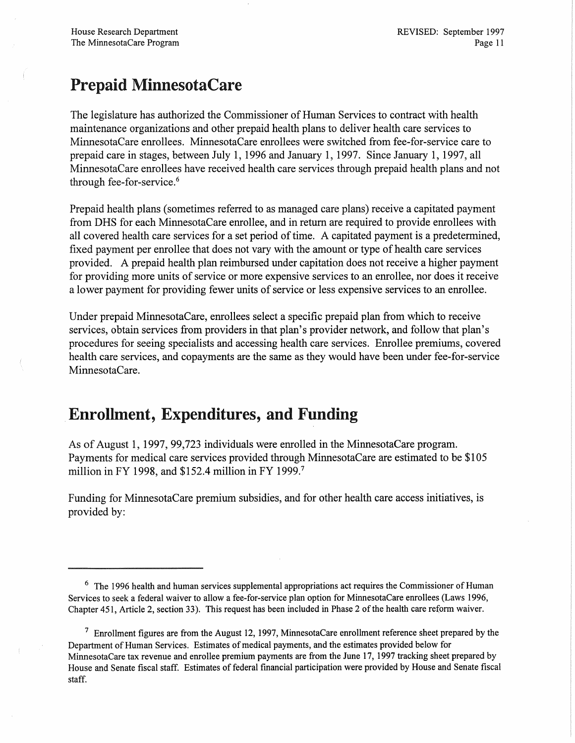## Prepaid MinnesotaCare

The legislature has authorized the Commissioner of Human Services to contract with health maintenance organizations and other prepaid health plans to deliver health care services to MinnesotaCare enrollees. MinnesotaCare enrollees were switched from fee-for-service care to prepaid care in stages, between July 1, 1996 and January 1, 1997. Since January 1, 1997, all MinnesotaCare enrollees have received health care services through prepaid health plans and not through fee-for-service.[6]

Prepaid health plans (sometimes referred to as managed care plans) receive a capitated payment from DHS for each MinnesotaCare enrollee, and in return are required to provide enrollees with all covered health care services for a set period of time. A capitated payment is a predetermined, fixed payment per enrollee that does not vary with the amount or type of health care services provided. A prepaid health plan reimbursed under capitation does not receive a higher payment for providing more units of service or more expensive services to an enrollee, nor does it receive a lower payment for providing fewer units of service or less expensive services to an enrollee.

Under prepaid MinnesotaCare, enrollees select a specific prepaid plan from which to receive services, obtain services from providers in that plan's provider network, and follow that plan's procedures for seeing specialists and accessing health care services. Enrollee premiums, covered health care services, and copayments are the same as they would have been under fee-for-service MinnesotaCare.

## Enrollment, Expenditures, and Funding

As of August 1, 1997, 99,723 individuals were enrolled in the MinnesotaCare program. Payments for medical care services provided through MinnesotaCare are estimated to be $105 million in FY 1998, and $152.4 million in FY 1999.[7]

Funding for MinnesotaCare premium subsidies, and for other health care access initiatives, is provided by:

---

[6] The 1996 health and human services supplemental appropriations act requires the Commissioner of Human Services to seek a federal waiver to allow a fee-for-service plan option for MinnesotaCare enrollees (Laws 1996, Chapter 451, Article 2, section 33). This request has been included in Phase 2 of the health care reform waiver.

[7] Enrollment figures are from the August 12, 1997, MinnesotaCare enrollment reference sheet prepared by the Department of Human Services. Estimates of medical payments, and the estimates provided below for MinnesotaCare tax revenue and enrollee premium payments are from the June 17, 1997 tracking sheet prepared by House and Senate fiscal staff. Estimates of federal financial participation were provided by House and Senate fiscal staff.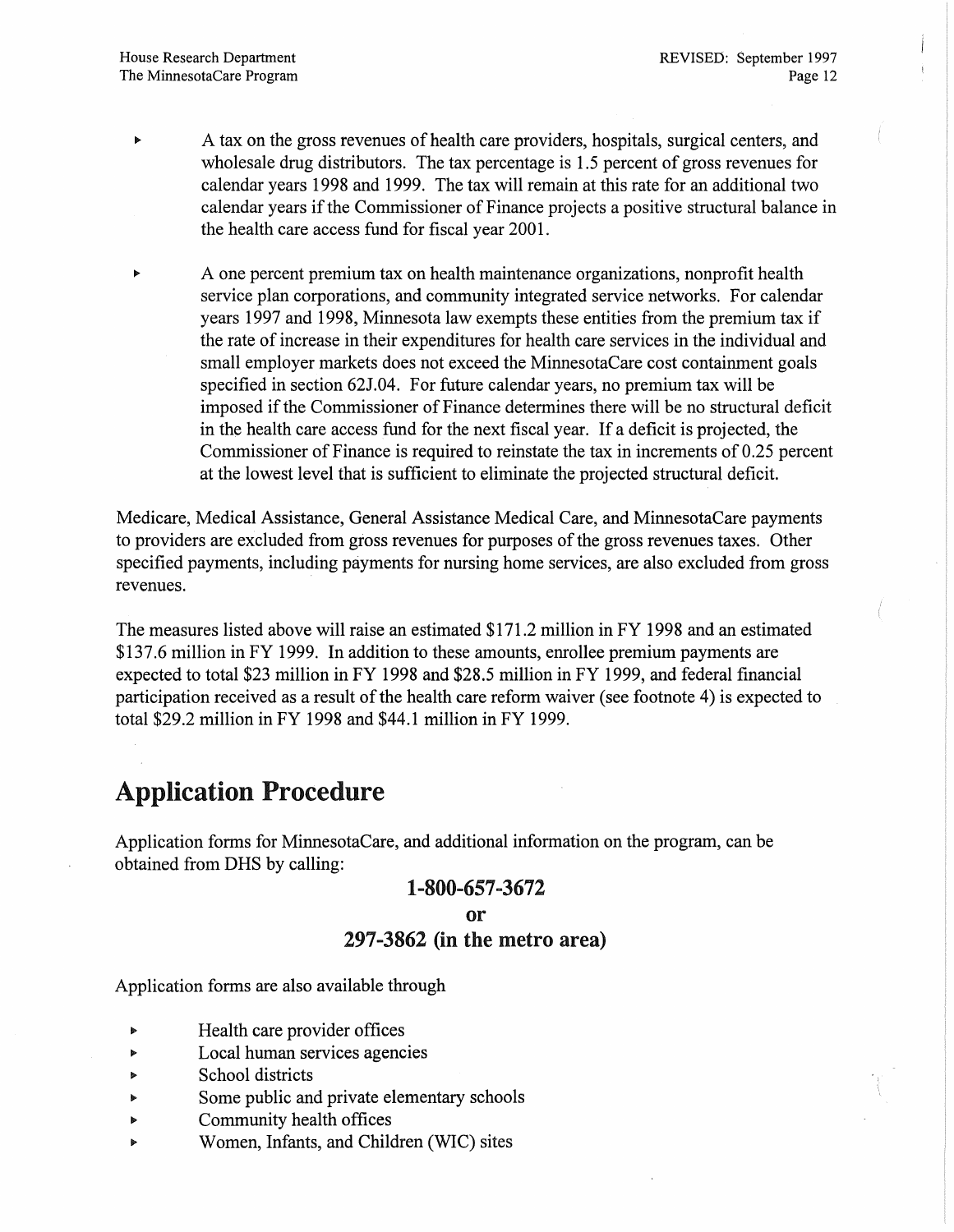- A tax on the gross revenues of health care providers, hospitals, surgical centers, and wholesale drug distributors. The tax percentage is 1.5 percent of gross revenues for calendar years 1998 and 1999. The tax will remain at this rate for an additional two calendar years if the Commissioner of Finance projects a positive structural balance in the health care access fund for fiscal year 2001.

- A one percent premium tax on health maintenance organizations, nonprofit health service plan corporations, and community integrated service networks. For calendar years 1997 and 1998, Minnesota law exempts these entities from the premium tax if the rate of increase in their expenditures for health care services in the individual and small employer markets does not exceed the MinnesotaCare cost containment goals specified in section 62J.04. For future calendar years, no premium tax will be imposed if the Commissioner of Finance determines there will be no structural deficit in the health care access fund for the next fiscal year. If a deficit is projected, the Commissioner of Finance is required to reinstate the tax in increments of 0.25 percent at the lowest level that is sufficient to eliminate the projected structural deficit.

Medicare, Medical Assistance, General Assistance Medical Care, and MinnesotaCare payments to providers are excluded from gross revenues for purposes of the gross revenues taxes. Other specified payments, including payments for nursing home services, are also excluded from gross revenues.

The measures listed above will raise an estimated $171.2 million in FY 1998 and an estimated $137.6 million in FY 1999. In addition to these amounts, enrollee premium payments are expected to total $23 million in FY 1998 and $28.5 million in FY 1999, and federal financial participation received as a result of the health care reform waiver (see footnote 4) is expected to total $29.2 million in FY 1998 and $44.1 million in FY 1999.

# Application Procedure

Application forms for MinnesotaCare, and additional information on the program, can be obtained from DHS by calling:

**1-800-657-3672**

**or**

**297-3862 (in the metro area)**

Application forms are also available through

- Health care provider offices
- Local human services agencies
- School districts
- Some public and private elementary schools
- Community health offices
- Women, Infants, and Children (WIC) sites